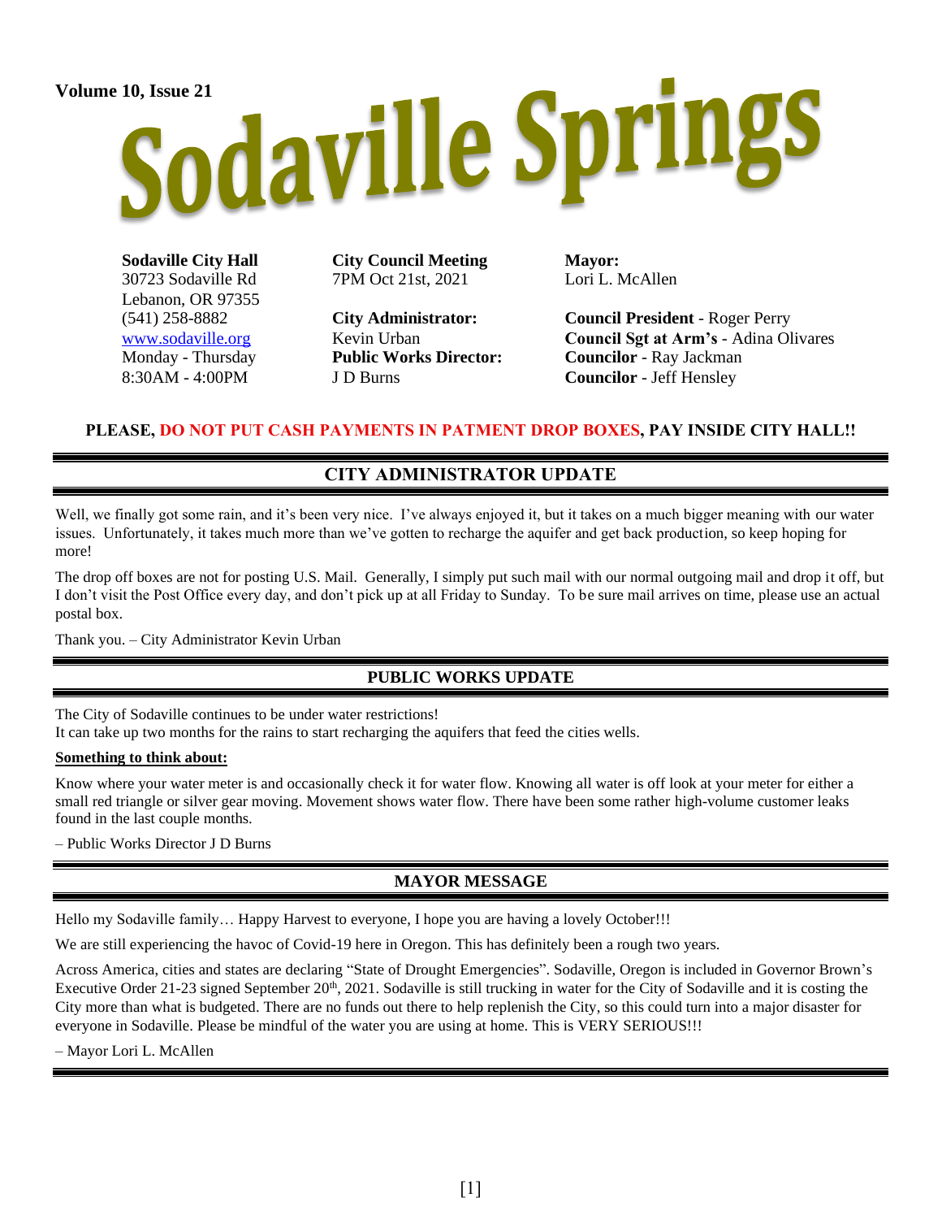Volume 10, Issue 21

# Sodaville Springs

**Sodaville City Hall**
30723 Sodaville Rd
Lebanon, OR 97355
(541) 258-8882
www.sodaville.org
Monday - Thursday
8:30AM - 4:00PM

**City Council Meeting**
7PM Oct 21st, 2021

**City Administrator:**
Kevin Urban
**Public Works Director:**
J D Burns

**Mayor:**
Lori L. McAllen

**Council President** - Roger Perry
**Council Sgt at Arm's** - Adina Olivares
**Councilor** - Ray Jackman
**Councilor** - Jeff Hensley

**PLEASE, DO NOT PUT CASH PAYMENTS IN PATMENT DROP BOXES, PAY INSIDE CITY HALL!!**

## CITY ADMINISTRATOR UPDATE

Well, we finally got some rain, and it's been very nice. I've always enjoyed it, but it takes on a much bigger meaning with our water issues. Unfortunately, it takes much more than we've gotten to recharge the aquifer and get back production, so keep hoping for more!

The drop off boxes are not for posting U.S. Mail. Generally, I simply put such mail with our normal outgoing mail and drop it off, but I don't visit the Post Office every day, and don't pick up at all Friday to Sunday. To be sure mail arrives on time, please use an actual postal box.

Thank you. – City Administrator Kevin Urban

## PUBLIC WORKS UPDATE

The City of Sodaville continues to be under water restrictions!
It can take up two months for the rains to start recharging the aquifers that feed the cities wells.

**Something to think about:**

Know where your water meter is and occasionally check it for water flow. Knowing all water is off look at your meter for either a small red triangle or silver gear moving. Movement shows water flow. There have been some rather high-volume customer leaks found in the last couple months.

– Public Works Director J D Burns

## MAYOR MESSAGE

Hello my Sodaville family… Happy Harvest to everyone, I hope you are having a lovely October!!!

We are still experiencing the havoc of Covid-19 here in Oregon. This has definitely been a rough two years.

Across America, cities and states are declaring "State of Drought Emergencies". Sodaville, Oregon is included in Governor Brown's Executive Order 21-23 signed September 20th, 2021. Sodaville is still trucking in water for the City of Sodaville and it is costing the City more than what is budgeted. There are no funds out there to help replenish the City, so this could turn into a major disaster for everyone in Sodaville. Please be mindful of the water you are using at home. This is VERY SERIOUS!!!

– Mayor Lori L. McAllen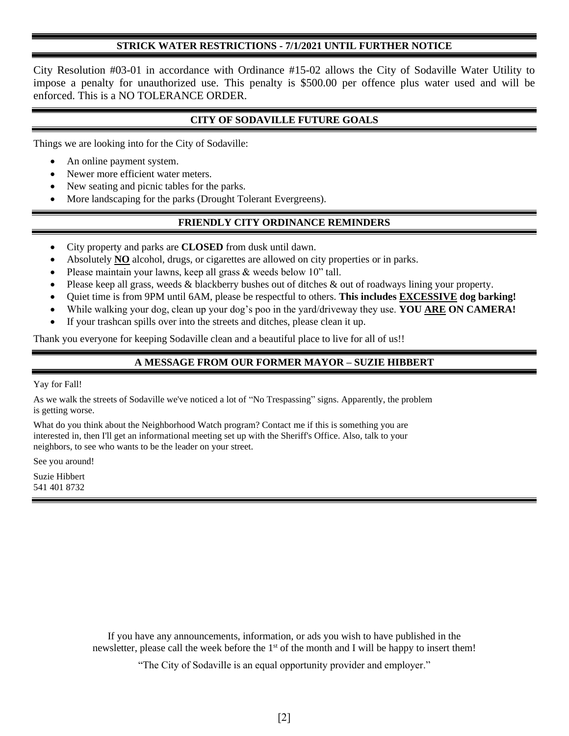## STRICK WATER RESTRICTIONS - 7/1/2021 UNTIL FURTHER NOTICE

City Resolution #03-01 in accordance with Ordinance #15-02 allows the City of Sodaville Water Utility to impose a penalty for unauthorized use. This penalty is $500.00 per offence plus water used and will be enforced. This is a NO TOLERANCE ORDER.

## CITY OF SODAVILLE FUTURE GOALS

Things we are looking into for the City of Sodaville:

- An online payment system.
- Newer more efficient water meters.
- New seating and picnic tables for the parks.
- More landscaping for the parks (Drought Tolerant Evergreens).

## FRIENDLY CITY ORDINANCE REMINDERS

- City property and parks are **CLOSED** from dusk until dawn.
- Absolutely <u>**NO**</u> alcohol, drugs, or cigarettes are allowed on city properties or in parks.
- Please maintain your lawns, keep all grass & weeds below 10" tall.
- Please keep all grass, weeds & blackberry bushes out of ditches & out of roadways lining your property.
- Quiet time is from 9PM until 6AM, please be respectful to others. **This includes <u>EXCESSIVE</u> dog barking!**
- While walking your dog, clean up your dog's poo in the yard/driveway they use. **YOU <u>ARE</u> ON CAMERA!**
- If your trashcan spills over into the streets and ditches, please clean it up.

Thank you everyone for keeping Sodaville clean and a beautiful place to live for all of us!!

## A MESSAGE FROM OUR FORMER MAYOR – SUZIE HIBBERT

Yay for Fall!

As we walk the streets of Sodaville we've noticed a lot of "No Trespassing" signs. Apparently, the problem is getting worse.

What do you think about the Neighborhood Watch program? Contact me if this is something you are interested in, then I'll get an informational meeting set up with the Sheriff's Office. Also, talk to your neighbors, to see who wants to be the leader on your street.

See you around!

Suzie Hibbert
541 401 8732

If you have any announcements, information, or ads you wish to have published in the newsletter, please call the week before the 1st of the month and I will be happy to insert them!

"The City of Sodaville is an equal opportunity provider and employer."